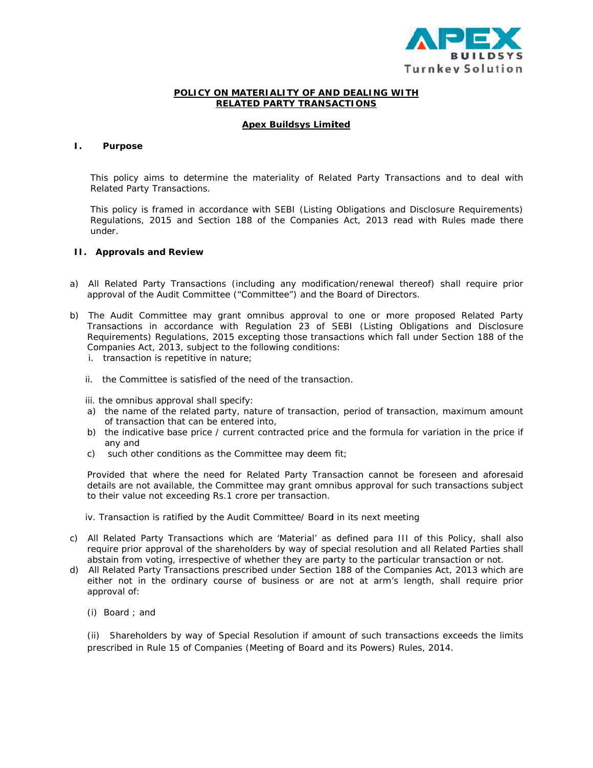# POLICY ON MATERIALITY OF AND DEALING WITH RELATED PARTY TRANSACTIONS

## Apex Buildsys Limited

### I. Purpose

This policy aims to determine the materiality of Related Party Transactions and to deal with Related Party Transactions.

This policy is framed in accordance with SEBI (Listing Obligations and Disclosure Requirements) Regulations, 2015 and Section 188 of the Companies Act, 2013 read with Rules made there under.

### II. Approvals and Review

a) All Related Party Transactions (including any modification/renewal thereof) shall require prior approval of the Audit Committee ("Committee") and the Board of Directors.

b) The Audit Committee may grant omnibus approval to one or more proposed Related Party Transactions in accordance with Regulation 23 of SEBI (Listing Obligations and Disclosure Requirements) Regulations, 2015 excepting those transactions which fall under Section 188 of the Companies Act, 2013, subject to the following conditions:

   i. transaction is repetitive in nature;

   ii. the Committee is satisfied of the need of the transaction.

   iii. the omnibus approval shall specify:

   a) the name of the related party, nature of transaction, period of transaction, maximum amount of transaction that can be entered into,

   b) the indicative base price / current contracted price and the formula for variation in the price if any and

   c) such other conditions as the Committee may deem fit;

   Provided that where the need for Related Party Transaction cannot be foreseen and aforesaid details are not available, the Committee may grant omnibus approval for such transactions subject to their value not exceeding Rs.1 crore per transaction.

   iv. Transaction is ratified by the Audit Committee/ Board in its next meeting

c) All Related Party Transactions which are 'Material' as defined para III of this Policy, shall also require prior approval of the shareholders by way of special resolution and all Related Parties shall abstain from voting, irrespective of whether they are party to the particular transaction or not.

d) All Related Party Transactions prescribed under Section 188 of the Companies Act, 2013 which are either not in the ordinary course of business or are not at arm's length, shall require prior approval of:

   (i) Board ; and

   (ii) Shareholders by way of Special Resolution if amount of such transactions exceeds the limits prescribed in Rule 15 of Companies (Meeting of Board and its Powers) Rules, 2014.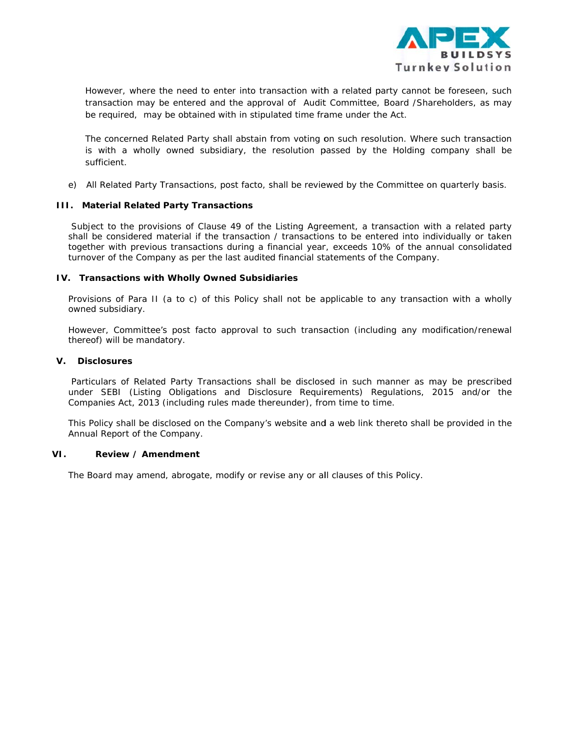However, where the need to enter into transaction with a related party cannot be foreseen, such transaction may be entered and the approval of Audit Committee, Board /Shareholders, as may be required, may be obtained with in stipulated time frame under the Act.

The concerned Related Party shall abstain from voting on such resolution. Where such transaction is with a wholly owned subsidiary, the resolution passed by the Holding company shall be sufficient.

e) All Related Party Transactions, post facto, shall be reviewed by the Committee on quarterly basis.

## III. Material Related Party Transactions

Subject to the provisions of Clause 49 of the Listing Agreement, a transaction with a related party shall be considered material if the transaction / transactions to be entered into individually or taken together with previous transactions during a financial year, exceeds 10% of the annual consolidated turnover of the Company as per the last audited financial statements of the Company.

## IV. Transactions with Wholly Owned Subsidiaries

Provisions of Para II (a to c) of this Policy shall not be applicable to any transaction with a wholly owned subsidiary.

However, Committee's post facto approval to such transaction (including any modification/renewal thereof) will be mandatory.

## V. Disclosures

Particulars of Related Party Transactions shall be disclosed in such manner as may be prescribed under SEBI (Listing Obligations and Disclosure Requirements) Regulations, 2015 and/or the Companies Act, 2013 (including rules made thereunder), from time to time.

This Policy shall be disclosed on the Company's website and a web link thereto shall be provided in the Annual Report of the Company.

## VI. Review / Amendment

The Board may amend, abrogate, modify or revise any or all clauses of this Policy.